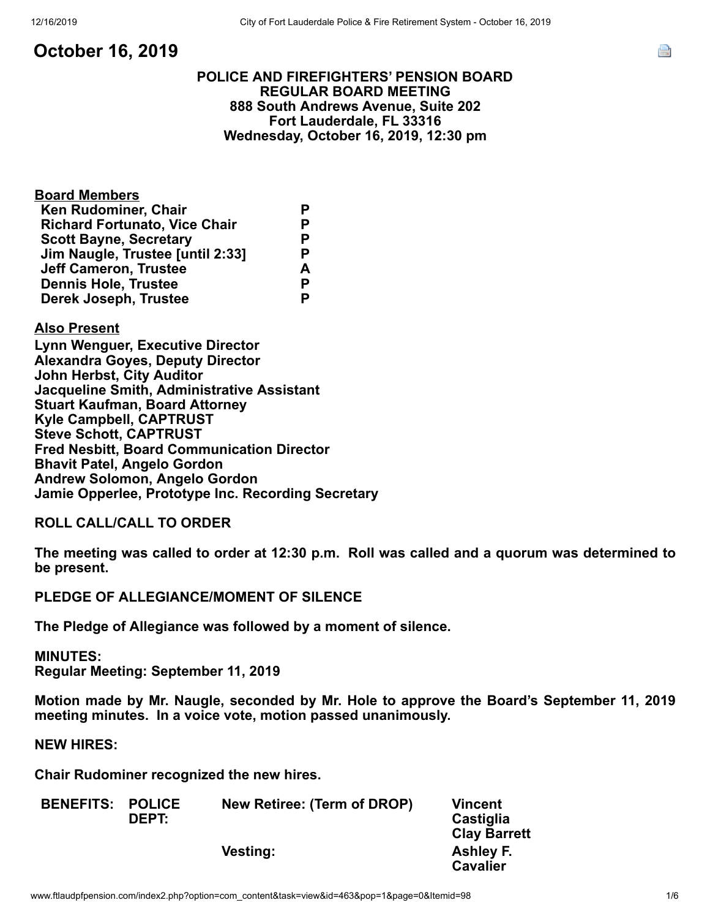# October 16, 2019

**POLICE AND FIREFIGHTERS' PENSION BOARD**
**REGULAR BOARD MEETING**
**888 South Andrews Avenue, Suite 202**
**Fort Lauderdale, FL 33316**
**Wednesday, October 16, 2019, 12:30 pm**

| **Board Members** | |
|---|---|
| Ken Rudominer, Chair | P |
| Richard Fortunato, Vice Chair | P |
| Scott Bayne, Secretary | P |
| Jim Naugle, Trustee [until 2:33] | P |
| Jeff Cameron, Trustee | A |
| Dennis Hole, Trustee | P |
| Derek Joseph, Trustee | P |

**Also Present**
Lynn Wenguer, Executive Director
Alexandra Goyes, Deputy Director
John Herbst, City Auditor
Jacqueline Smith, Administrative Assistant
Stuart Kaufman, Board Attorney
Kyle Campbell, CAPTRUST
Steve Schott, CAPTRUST
Fred Nesbitt, Board Communication Director
Bhavit Patel, Angelo Gordon
Andrew Solomon, Angelo Gordon
Jamie Opperlee, Prototype Inc. Recording Secretary

**ROLL CALL/CALL TO ORDER**

The meeting was called to order at 12:30 p.m. Roll was called and a quorum was determined to be present.

**PLEDGE OF ALLEGIANCE/MOMENT OF SILENCE**

The Pledge of Allegiance was followed by a moment of silence.

**MINUTES:**
**Regular Meeting: September 11, 2019**

Motion made by Mr. Naugle, seconded by Mr. Hole to approve the Board's September 11, 2019 meeting minutes. In a voice vote, motion passed unanimously.

**NEW HIRES:**

Chair Rudominer recognized the new hires.

| | | | |
|---|---|---|---|
| **BENEFITS:** | **POLICE DEPT:** | New Retiree: (Term of DROP) | Vincent Castiglia<br>Clay Barrett |
| | | Vesting: | Ashley F. Cavalier |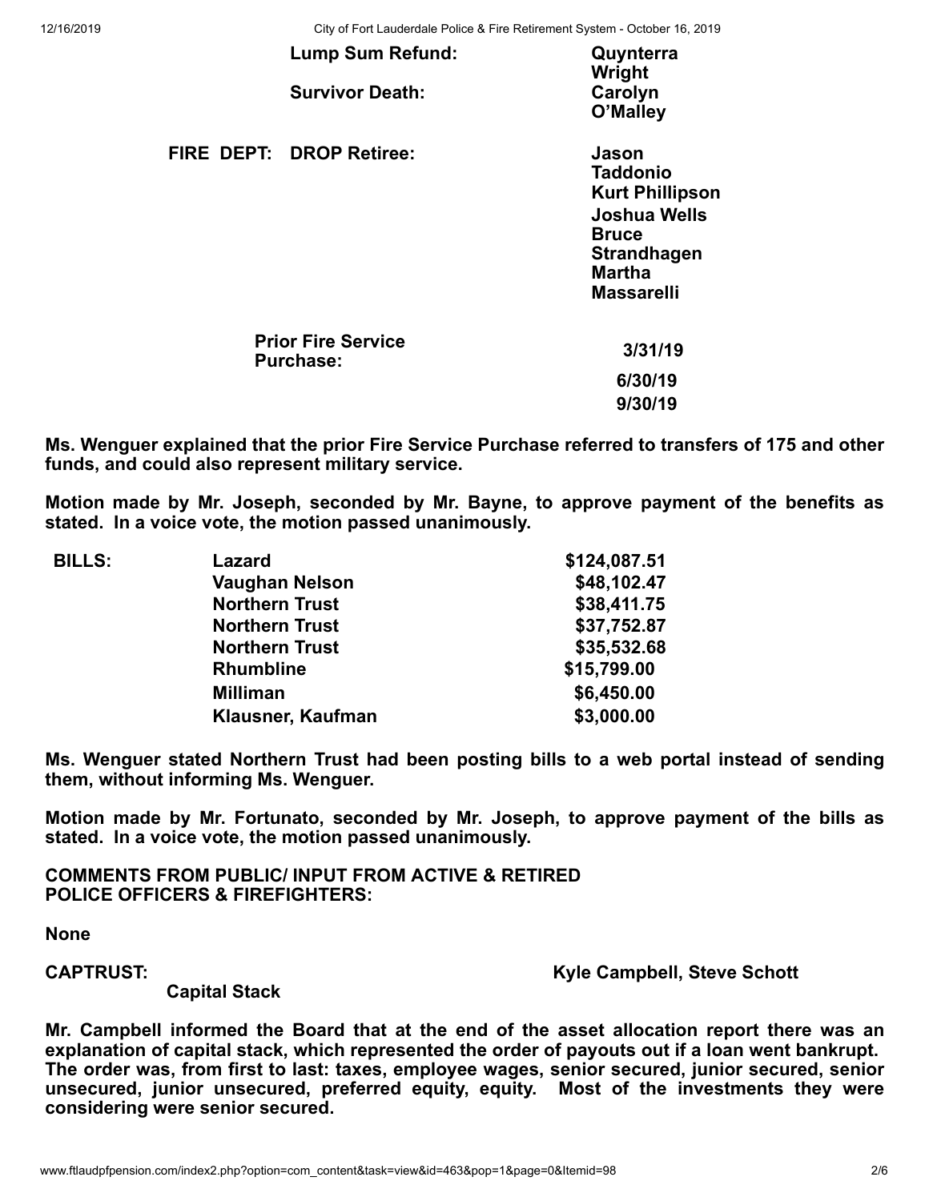| | | |
|---|---|---|
| | **Lump Sum Refund:** | **Quynterra Wright** |
| | **Survivor Death:** | **Carolyn O'Malley** |
| **FIRE DEPT:** | **DROP Retiree:** | **Jason Taddonio** |
| | | **Kurt Phillipson** |
| | | **Joshua Wells** |
| | | **Bruce Strandhagen** |
| | | **Martha Massarelli** |
| | **Prior Fire Service Purchase:** | **3/31/19** |
| | | **6/30/19** |
| | | **9/30/19** |

**Ms. Wenguer explained that the prior Fire Service Purchase referred to transfers of 175 and other funds, and could also represent military service.**

**Motion made by Mr. Joseph, seconded by Mr. Bayne, to approve payment of the benefits as stated. In a voice vote, the motion passed unanimously.**

| | | |
|---|---|---|
| **BILLS:** | **Lazard** | **$124,087.51** |
| | **Vaughan Nelson** | **$48,102.47** |
| | **Northern Trust** | **$38,411.75** |
| | **Northern Trust** | **$37,752.87** |
| | **Northern Trust** | **$35,532.68** |
| | **Rhumbline** | **$15,799.00** |
| | **Milliman** | **$6,450.00** |
| | **Klausner, Kaufman** | **$3,000.00** |

**Ms. Wenguer stated Northern Trust had been posting bills to a web portal instead of sending them, without informing Ms. Wenguer.**

**Motion made by Mr. Fortunato, seconded by Mr. Joseph, to approve payment of the bills as stated. In a voice vote, the motion passed unanimously.**

**COMMENTS FROM PUBLIC/ INPUT FROM ACTIVE & RETIRED POLICE OFFICERS & FIREFIGHTERS:**

**None**

**CAPTRUST:** **Kyle Campbell, Steve Schott**

**Capital Stack**

**Mr. Campbell informed the Board that at the end of the asset allocation report there was an explanation of capital stack, which represented the order of payouts out if a loan went bankrupt. The order was, from first to last: taxes, employee wages, senior secured, junior secured, senior unsecured, junior unsecured, preferred equity, equity. Most of the investments they were considering were senior secured.**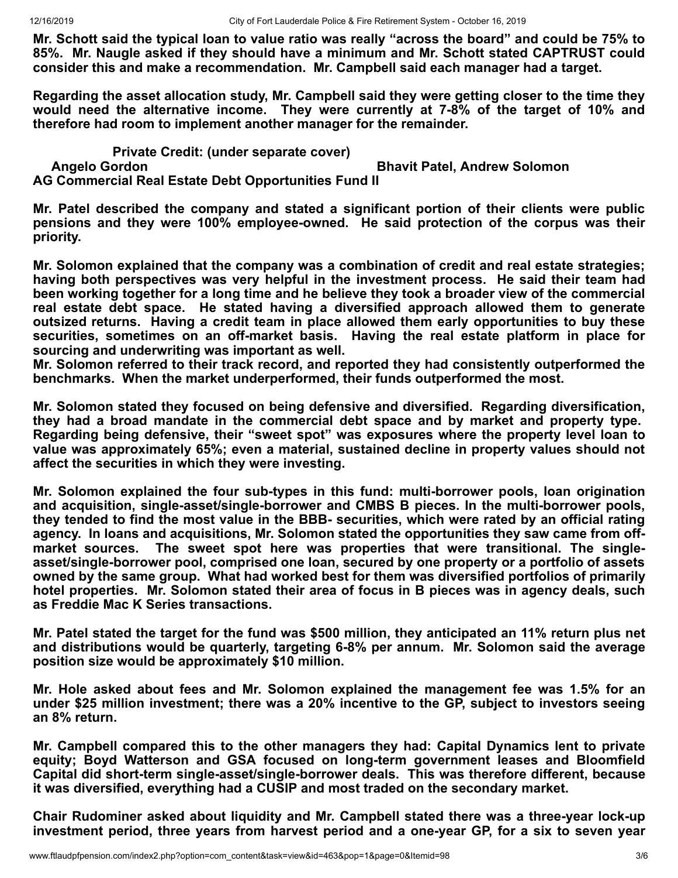**Mr. Schott said the typical loan to value ratio was really "across the board" and could be 75% to 85%. Mr. Naugle asked if they should have a minimum and Mr. Schott stated CAPTRUST could consider this and make a recommendation. Mr. Campbell said each manager had a target.**

**Regarding the asset allocation study, Mr. Campbell said they were getting closer to the time they would need the alternative income. They were currently at 7-8% of the target of 10% and therefore had room to implement another manager for the remainder.**

**Private Credit: (under separate cover)**
**Angelo Gordon** **Bhavit Patel, Andrew Solomon**
**AG Commercial Real Estate Debt Opportunities Fund II**

**Mr. Patel described the company and stated a significant portion of their clients were public pensions and they were 100% employee-owned. He said protection of the corpus was their priority.**

**Mr. Solomon explained that the company was a combination of credit and real estate strategies; having both perspectives was very helpful in the investment process. He said their team had been working together for a long time and he believe they took a broader view of the commercial real estate debt space. He stated having a diversified approach allowed them to generate outsized returns. Having a credit team in place allowed them early opportunities to buy these securities, sometimes on an off-market basis. Having the real estate platform in place for sourcing and underwriting was important as well.**
**Mr. Solomon referred to their track record, and reported they had consistently outperformed the benchmarks. When the market underperformed, their funds outperformed the most.**

**Mr. Solomon stated they focused on being defensive and diversified. Regarding diversification, they had a broad mandate in the commercial debt space and by market and property type. Regarding being defensive, their "sweet spot" was exposures where the property level loan to value was approximately 65%; even a material, sustained decline in property values should not affect the securities in which they were investing.**

**Mr. Solomon explained the four sub-types in this fund: multi-borrower pools, loan origination and acquisition, single-asset/single-borrower and CMBS B pieces. In the multi-borrower pools, they tended to find the most value in the BBB- securities, which were rated by an official rating agency. In loans and acquisitions, Mr. Solomon stated the opportunities they saw came from off-market sources. The sweet spot here was properties that were transitional. The single-asset/single-borrower pool, comprised one loan, secured by one property or a portfolio of assets owned by the same group. What had worked best for them was diversified portfolios of primarily hotel properties. Mr. Solomon stated their area of focus in B pieces was in agency deals, such as Freddie Mac K Series transactions.**

**Mr. Patel stated the target for the fund was $500 million, they anticipated an 11% return plus net and distributions would be quarterly, targeting 6-8% per annum. Mr. Solomon said the average position size would be approximately $10 million.**

**Mr. Hole asked about fees and Mr. Solomon explained the management fee was 1.5% for an under $25 million investment; there was a 20% incentive to the GP, subject to investors seeing an 8% return.**

**Mr. Campbell compared this to the other managers they had: Capital Dynamics lent to private equity; Boyd Watterson and GSA focused on long-term government leases and Bloomfield Capital did short-term single-asset/single-borrower deals. This was therefore different, because it was diversified, everything had a CUSIP and most traded on the secondary market.**

**Chair Rudominer asked about liquidity and Mr. Campbell stated there was a three-year lock-up investment period, three years from harvest period and a one-year GP, for a six to seven year**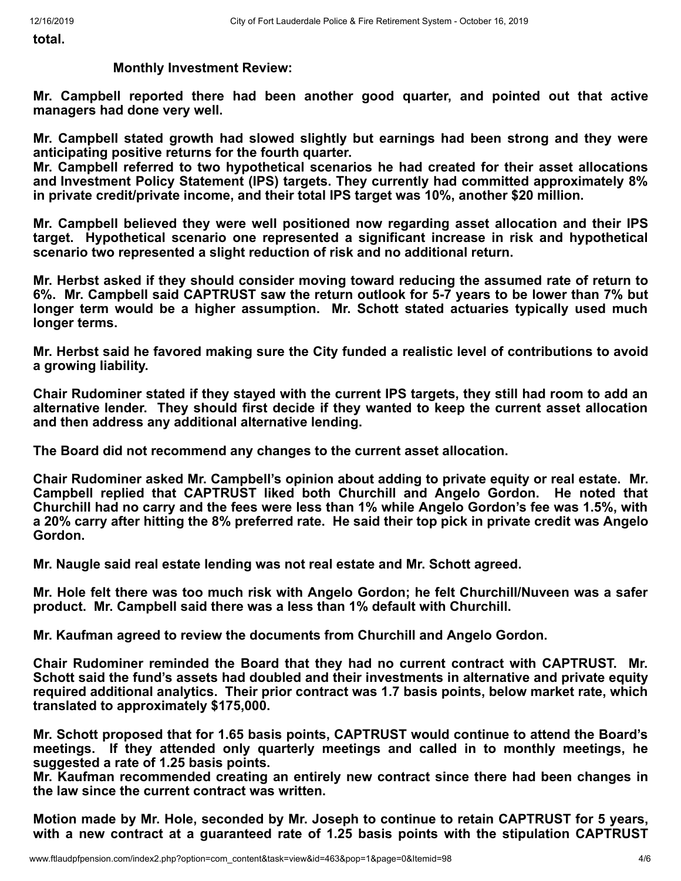**total.**

**Monthly Investment Review:**

**Mr. Campbell reported there had been another good quarter, and pointed out that active managers had done very well.**

**Mr. Campbell stated growth had slowed slightly but earnings had been strong and they were anticipating positive returns for the fourth quarter.**
**Mr. Campbell referred to two hypothetical scenarios he had created for their asset allocations and Investment Policy Statement (IPS) targets. They currently had committed approximately 8% in private credit/private income, and their total IPS target was 10%, another $20 million.**

**Mr. Campbell believed they were well positioned now regarding asset allocation and their IPS target. Hypothetical scenario one represented a significant increase in risk and hypothetical scenario two represented a slight reduction of risk and no additional return.**

**Mr. Herbst asked if they should consider moving toward reducing the assumed rate of return to 6%. Mr. Campbell said CAPTRUST saw the return outlook for 5-7 years to be lower than 7% but longer term would be a higher assumption. Mr. Schott stated actuaries typically used much longer terms.**

**Mr. Herbst said he favored making sure the City funded a realistic level of contributions to avoid a growing liability.**

**Chair Rudominer stated if they stayed with the current IPS targets, they still had room to add an alternative lender. They should first decide if they wanted to keep the current asset allocation and then address any additional alternative lending.**

**The Board did not recommend any changes to the current asset allocation.**

**Chair Rudominer asked Mr. Campbell's opinion about adding to private equity or real estate. Mr. Campbell replied that CAPTRUST liked both Churchill and Angelo Gordon. He noted that Churchill had no carry and the fees were less than 1% while Angelo Gordon's fee was 1.5%, with a 20% carry after hitting the 8% preferred rate. He said their top pick in private credit was Angelo Gordon.**

**Mr. Naugle said real estate lending was not real estate and Mr. Schott agreed.**

**Mr. Hole felt there was too much risk with Angelo Gordon; he felt Churchill/Nuveen was a safer product. Mr. Campbell said there was a less than 1% default with Churchill.**

**Mr. Kaufman agreed to review the documents from Churchill and Angelo Gordon.**

**Chair Rudominer reminded the Board that they had no current contract with CAPTRUST. Mr. Schott said the fund's assets had doubled and their investments in alternative and private equity required additional analytics. Their prior contract was 1.7 basis points, below market rate, which translated to approximately $175,000.**

**Mr. Schott proposed that for 1.65 basis points, CAPTRUST would continue to attend the Board's meetings. If they attended only quarterly meetings and called in to monthly meetings, he suggested a rate of 1.25 basis points.**
**Mr. Kaufman recommended creating an entirely new contract since there had been changes in the law since the current contract was written.**

**Motion made by Mr. Hole, seconded by Mr. Joseph to continue to retain CAPTRUST for 5 years, with a new contract at a guaranteed rate of 1.25 basis points with the stipulation CAPTRUST**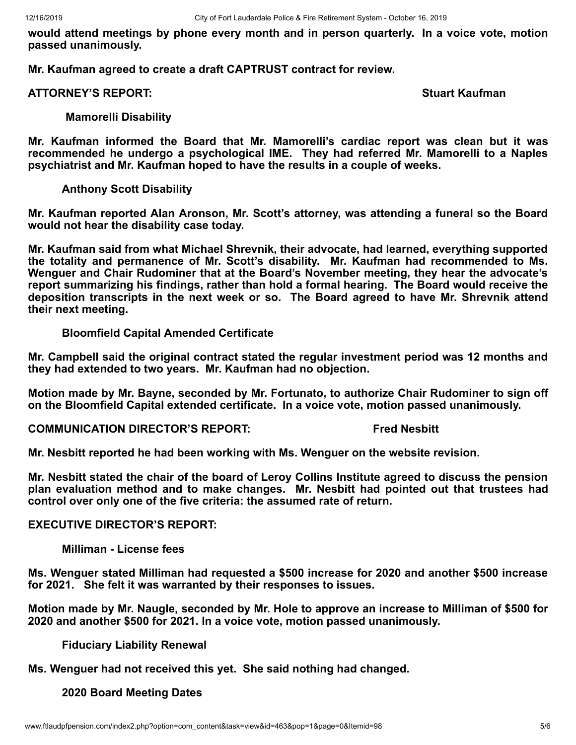**would attend meetings by phone every month and in person quarterly. In a voice vote, motion passed unanimously.**

**Mr. Kaufman agreed to create a draft CAPTRUST contract for review.**

**ATTORNEY'S REPORT: Stuart Kaufman**

**Mamorelli Disability**

**Mr. Kaufman informed the Board that Mr. Mamorelli's cardiac report was clean but it was recommended he undergo a psychological IME. They had referred Mr. Mamorelli to a Naples psychiatrist and Mr. Kaufman hoped to have the results in a couple of weeks.**

**Anthony Scott Disability**

**Mr. Kaufman reported Alan Aronson, Mr. Scott's attorney, was attending a funeral so the Board would not hear the disability case today.**

**Mr. Kaufman said from what Michael Shrevnik, their advocate, had learned, everything supported the totality and permanence of Mr. Scott's disability. Mr. Kaufman had recommended to Ms. Wenguer and Chair Rudominer that at the Board's November meeting, they hear the advocate's report summarizing his findings, rather than hold a formal hearing. The Board would receive the deposition transcripts in the next week or so. The Board agreed to have Mr. Shrevnik attend their next meeting.**

**Bloomfield Capital Amended Certificate**

**Mr. Campbell said the original contract stated the regular investment period was 12 months and they had extended to two years. Mr. Kaufman had no objection.**

**Motion made by Mr. Bayne, seconded by Mr. Fortunato, to authorize Chair Rudominer to sign off on the Bloomfield Capital extended certificate. In a voice vote, motion passed unanimously.**

**COMMUNICATION DIRECTOR'S REPORT: Fred Nesbitt**

**Mr. Nesbitt reported he had been working with Ms. Wenguer on the website revision.**

**Mr. Nesbitt stated the chair of the board of Leroy Collins Institute agreed to discuss the pension plan evaluation method and to make changes. Mr. Nesbitt had pointed out that trustees had control over only one of the five criteria: the assumed rate of return.**

**EXECUTIVE DIRECTOR'S REPORT:**

**Milliman - License fees**

**Ms. Wenguer stated Milliman had requested a $500 increase for 2020 and another $500 increase for 2021. She felt it was warranted by their responses to issues.**

**Motion made by Mr. Naugle, seconded by Mr. Hole to approve an increase to Milliman of $500 for 2020 and another $500 for 2021. In a voice vote, motion passed unanimously.**

**Fiduciary Liability Renewal**

**Ms. Wenguer had not received this yet. She said nothing had changed.**

**2020 Board Meeting Dates**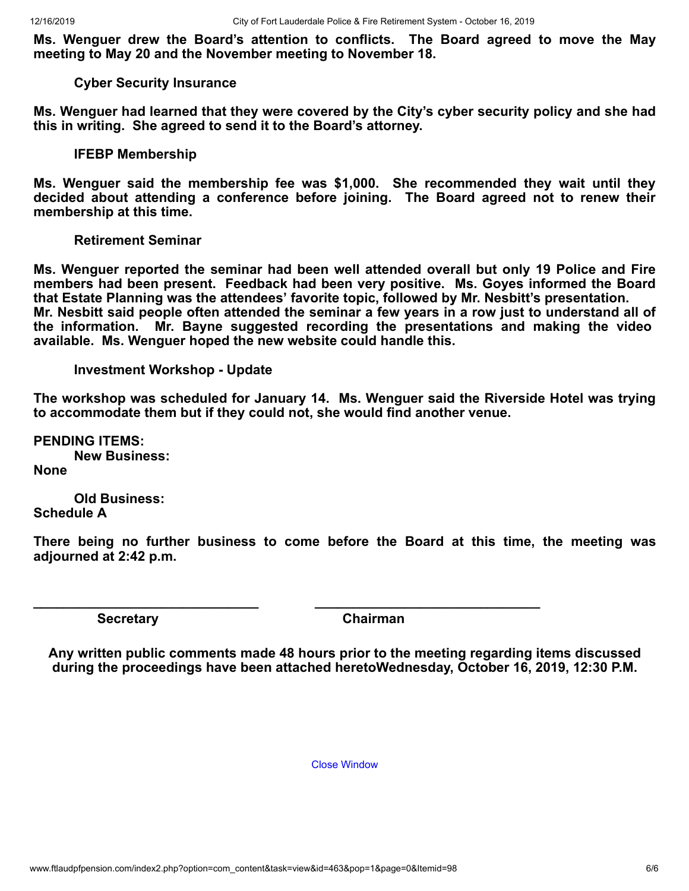**Ms. Wenguer drew the Board's attention to conflicts. The Board agreed to move the May meeting to May 20 and the November meeting to November 18.**

**Cyber Security Insurance**

**Ms. Wenguer had learned that they were covered by the City's cyber security policy and she had this in writing. She agreed to send it to the Board's attorney.**

**IFEBP Membership**

**Ms. Wenguer said the membership fee was $1,000. She recommended they wait until they decided about attending a conference before joining. The Board agreed not to renew their membership at this time.**

**Retirement Seminar**

**Ms. Wenguer reported the seminar had been well attended overall but only 19 Police and Fire members had been present. Feedback had been very positive. Ms. Goyes informed the Board that Estate Planning was the attendees' favorite topic, followed by Mr. Nesbitt's presentation. Mr. Nesbitt said people often attended the seminar a few years in a row just to understand all of the information. Mr. Bayne suggested recording the presentations and making the video available. Ms. Wenguer hoped the new website could handle this.**

**Investment Workshop - Update**

**The workshop was scheduled for January 14. Ms. Wenguer said the Riverside Hotel was trying to accommodate them but if they could not, she would find another venue.**

**PENDING ITEMS:**

**New Business:**

**None**

**Old Business:**

**Schedule A**

**There being no further business to come before the Board at this time, the meeting was adjourned at 2:42 p.m.**

\_\_\_\_\_\_\_\_\_\_\_\_\_\_\_\_\_\_\_\_\_\_\_\_\_\_\_\_\_\_ \_\_\_\_\_\_\_\_\_\_\_\_\_\_\_\_\_\_\_\_\_\_\_\_\_\_\_\_\_\_

**Secretary** **Chairman**

**Any written public comments made 48 hours prior to the meeting regarding items discussed during the proceedings have been attached heretoWednesday, October 16, 2019, 12:30 P.M.**

Close Window